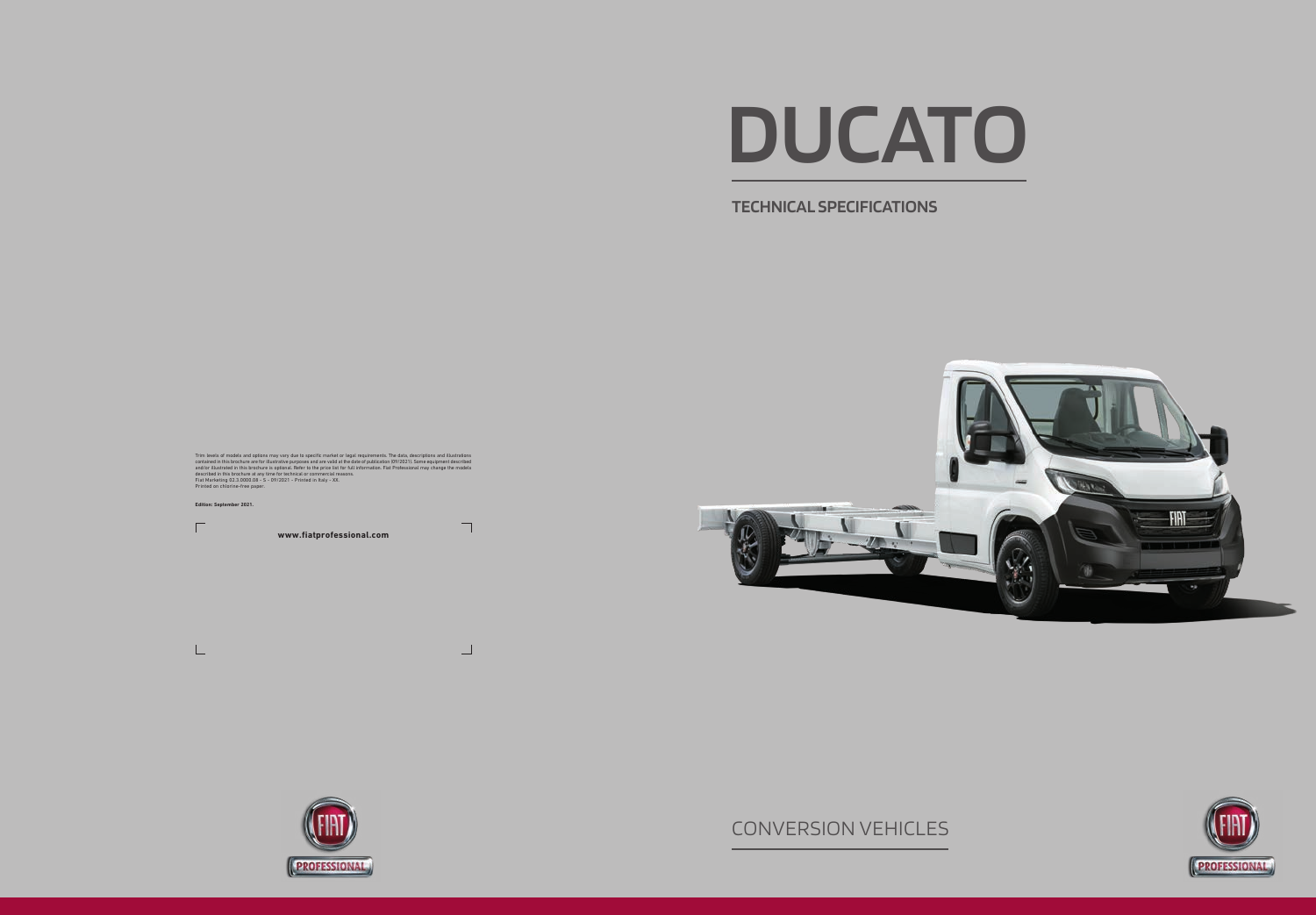Trim levels of models and options may vary due to specific market or legal requirements. The data, descriptions and illustrations contained in this brochure are for illustrative purposes and are valid at the date of publication (09/2021). Some equipment described and/or illustrated in this brochure is optional. Refer to the price list for full information. Fiat Professional may change the models described in this brochure at any time for technical or commercial reasons.
Fiat Marketing 02.3.0000.08 - S - 09/2021 - Printed in Italy - XX.
Printed on chlorine-free paper.

**Edition: September 2021.**

**www.fiatprofessional.com**

# DUCATO

## TECHNICAL SPECIFICATIONS

CONVERSION VEHICLES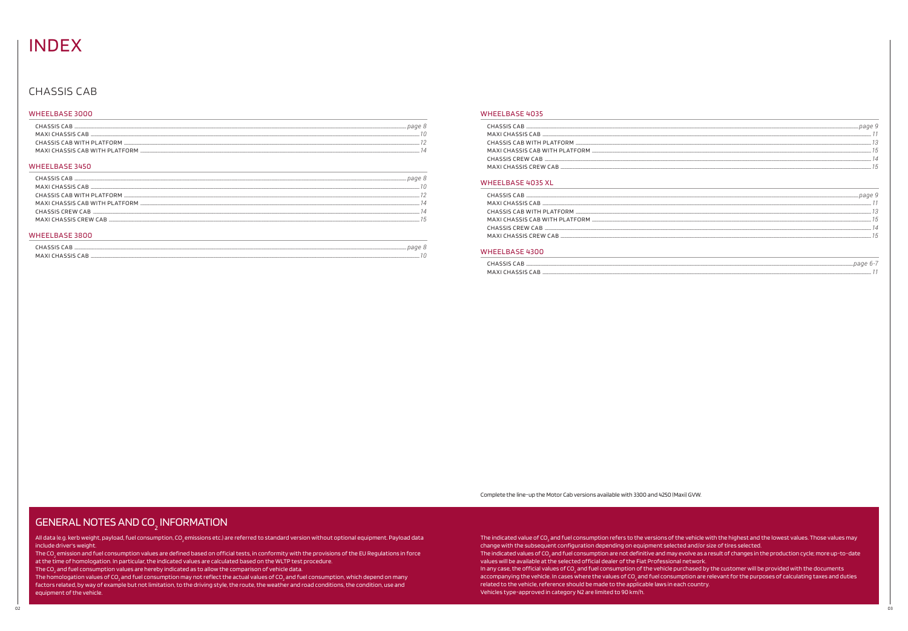# INDEX

## CHASSIS CAB

### WHEELBASE 3000

| | |
|---|---|
| CHASSIS CAB | page 8 |
| MAXI CHASSIS CAB | 10 |
| CHASSIS CAB WITH PLATFORM | 12 |
| MAXI CHASSIS CAB WITH PLATFORM | 14 |

### WHEELBASE 3450

| | |
|---|---|
| CHASSIS CAB | page 8 |
| MAXI CHASSIS CAB | 10 |
| CHASSIS CAB WITH PLATFORM | 12 |
| MAXI CHASSIS CAB WITH PLATFORM | 14 |
| CHASSIS CREW CAB | 14 |
| MAXI CHASSIS CREW CAB | 15 |

### WHEELBASE 3800

| | |
|---|---|
| CHASSIS CAB | page 8 |
| MAXI CHASSIS CAB | 10 |

### WHEELBASE 4035

| | |
|---|---|
| CHASSIS CAB | page 9 |
| MAXI CHASSIS CAB | 11 |
| CHASSIS CAB WITH PLATFORM | 13 |
| MAXI CHASSIS CAB WITH PLATFORM | 15 |
| CHASSIS CREW CAB | 14 |
| MAXI CHASSIS CREW CAB | 15 |

### WHEELBASE 4035 XL

| | |
|---|---|
| CHASSIS CAB | page 9 |
| MAXI CHASSIS CAB | 11 |
| CHASSIS CAB WITH PLATFORM | 13 |
| MAXI CHASSIS CAB WITH PLATFORM | 15 |
| CHASSIS CREW CAB | 14 |
| MAXI CHASSIS CREW CAB | 15 |

### WHEELBASE 4300

| | |
|---|---|
| CHASSIS CAB | page 6-7 |
| MAXI CHASSIS CAB | 11 |

Complete the line-up the Motor Cab versions available with 3300 and 4250 (Maxi) GVW.

## GENERAL NOTES AND $CO_2$ INFORMATION

All data (e.g. kerb weight, payload, fuel consumption, $CO_2$ emissions etc.) are referred to standard version without optional equipment. Payload data include driver's weight.
The $CO_2$ emission and fuel consumption values are defined based on official tests, in conformity with the provisions of the EU Regulations in force at the time of homologation. In particular, the indicated values are calculated based on the WLTP test procedure.
The $CO_2$ and fuel consumption values are hereby indicated as to allow the comparison of vehicle data.
The homologation values of $CO_2$ and fuel consumption may not reflect the actual values of $CO_2$ and fuel consumption, which depend on many factors related, by way of example but not limitation, to the driving style, the route, the weather and road conditions, the condition, use and equipment of the vehicle.

The indicated value of $CO_2$ and fuel consumption refers to the versions of the vehicle with the highest and the lowest values. Those values may change with the subsequent configuration depending on equipment selected and/or size of tires selected.
The indicated values of $CO_2$ and fuel consumption are not definitive and may evolve as a result of changes in the production cycle; more up-to-date values will be available at the selected official dealer of the Fiat Professional network.
In any case, the official values of $CO_2$ and fuel consumption of the vehicle purchased by the customer will be provided with the documents accompanying the vehicle. In cases where the values of $CO_2$ and fuel consumption are relevant for the purposes of calculating taxes and duties related to the vehicle, reference should be made to the applicable laws in each country.
Vehicles type-approved in category N2 are limited to 90 km/h.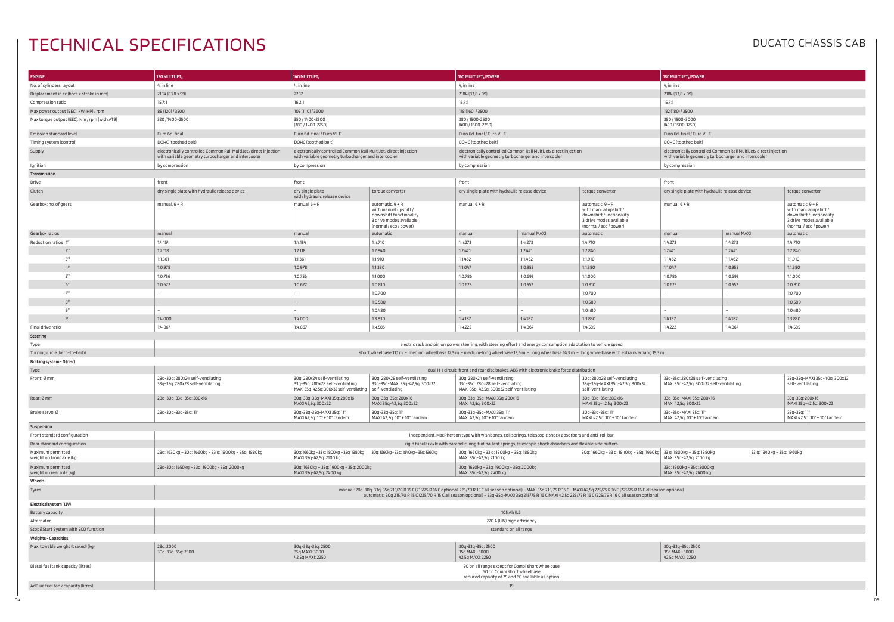# TECHNICAL SPECIFICATIONS

## DUCATO CHASSIS CAB

| ENGINE | 120 MULTIJET$_2$ | 140 MULTIJET$_2$ | | 160 MULTIJET$_2$ POWER | | | 180 MULTIJET$_2$ POWER | | |
|---|---|---|---|---|---|---|---|---|---|
| No. of cylinders, layout | 4, in line | 4, in line | | 4, in line | | | 4, in line | | |
| Displacement in cc (bore x stroke in mm) | 2184 (83,8 x 99) | 2287 | | 2184 (83,8 x 99) | | | 2184 (83,8 x 99) | | |
| Compression ratio | 15.7:1 | 16.2:1 | | 15.7:1 | | | 15.7:1 | | |
| Max power output (EEC): kW (HP) / rpm | 88 (120) / 3500 | 103 (140) / 3600 | | 118 (160) / 3500 | | | 132 (180) / 3500 | | |
| Max torque output (EEC): Nm / rpm (with AT9) | 320 / 1400-2500 | 350 / 1400-2500 (380 / 1400-2250) | | 380 / 1500-2500 (400 / 1500-2250) | | | 380 / 1500-3000 (450 / 1500-1750) | | |
| Emission standard level | Euro 6d-final | Euro 6d-final / Euro VI-E | | Euro 6d-final / Euro VI-E | | | Euro 6d-final / Euro VI-E | | |
| Timing system (control) | DOHC (toothed belt) | DOHC (toothed belt) | | DOHC (toothed belt) | | | DOHC (toothed belt) | | |
| Supply | electronically controlled Common Rail MultiJet$_2$ direct injection with variable geometry turbocharger and intercooler | electronically controlled Common Rail MultiJet$_2$ direct injection with variable geometry turbocharger and intercooler | | electronically controlled Common Rail MultiJet$_2$ direct injection with variable geometry turbocharger and intercooler | | | electronically controlled Common Rail MultiJet$_2$ direct injection with variable geometry turbocharger and intercooler | | |
| Ignition | by compression | by compression | | by compression | | | by compression | | |
| **Transmission** | | | | | | | | | |
| Drive | front | front | | front | | | front | | |
| Clutch | dry single plate with hydraulic release device | dry single plate with hydraulic release device | torque converter | dry single plate with hydraulic release device | | torque converter | dry single plate with hydraulic release device | | torque converter |
| Gearbox: no. of gears | manual, 6 + R | manual, 6 + R | automatic, 9 + R with manual upshift / downshift functionality 3 drive modes available (normal / eco / power) | manual, 6 + R | | automatic, 9 + R with manual upshift / downshift functionality 3 drive modes available (normal / eco / power) | manual, 6 + R | | automatic, 9 + R with manual upshift / downshift functionality 3 drive modes available (normal / eco / power) |
| Gearbox ratios | manual | manual | automatic | manual | manual MAXI | automatic | manual | manual MAXI | automatic |
| Reduction ratios 1st | 1:4.154 | 1:4.154 | 1:4.710 | 1:4.273 | 1:4.273 | 1:4.710 | 1:4.273 | 1:4.273 | 1:4.710 |
| 2nd | 1:2.118 | 1:2.118 | 1:2.840 | 1:2.421 | 1:2.421 | 1:2.840 | 1:2.421 | 1:2.421 | 1:2.840 |
| 3rd | 1:1.361 | 1:1.361 | 1:1.910 | 1:1.462 | 1:1.462 | 1:1.910 | 1:1.462 | 1:1.462 | 1:1.910 |
| 4th | 1:0.978 | 1:0.978 | 1:1.380 | 1:1.047 | 1:0.955 | 1:1.380 | 1:1.047 | 1:0.955 | 1:1.380 |
| 5th | 1:0.756 | 1:0.756 | 1:1.000 | 1:0.786 | 1:0.695 | 1:1.000 | 1:0.786 | 1:0.695 | 1:1.000 |
| 6th | 1:0.622 | 1:0.622 | 1:0.810 | 1:0.625 | 1:0.552 | 1:0.810 | 1:0.625 | 1:0.552 | 1:0.810 |
| 7th | – | – | 1:0.700 | – | – | 1:0.700 | – | – | 1:0.700 |
| 8th | – | – | 1:0.580 | – | – | 1:0.580 | – | – | 1:0.580 |
| 9th | – | – | 1:0.480 | – | – | 1:0.480 | – | – | 1:0.480 |
| R | 1:4.000 | 1:4.000 | 1:3.830 | 1:4.182 | 1:4.182 | 1:3.830 | 1:4.182 | 1:4.182 | 1:3.830 |
| Final drive ratio | 1:4.867 | 1:4.867 | 1:4.585 | 1:4.222 | 1:4.867 | 1:4.585 | 1:4.222 | 1:4.867 | 1:4.585 |
| **Steering** | | | | | | | | | |
| Type | electric rack and pinion power steering, with steering effort and energy consumption adaptation to vehicle speed | | | | | | | | |
| Turning circle (kerb-to-kerb) | short wheelbase 11,1 m – medium wheelbase 12,5 m – medium-long wheelbase 13,6 m – long wheelbase 14,3 m – long wheelbase with extra overhang 15,3 m | | | | | | | | |
| **Braking system - D (disc)** | | | | | | | | | |
| Type | dual H-I circuit; front and rear disc brakes, ABS with electronic brake force distribution | | | | | | | | |
| Front: Ø mm | 28q-30q: 280x24 self-ventilating 33q-35q: 280x28 self-ventilating | 30q: 280x24 self-ventilating 33q-35q: 280x28 self-ventilating MAXI 35q-42,5q: 300x32 self-ventilating | 30q: 280x28 self-ventilating 33q-35q-MAXI 35q-42,5q: 300x32 self-ventilating | 30q: 280x24 self-ventilating 33q-35q: 280x28 self-ventilating MAXI 35q-42,5q: 300x32 self-ventilating | | 30q: 280x28 self-ventilating 33q-35q-MAXI 35q-42,5q: 300x32 self-ventilating | 33q-35q: 280x28 self-ventilating MAXI 35q-42,5q: 300x32 self-ventilating | | 33q-35q-MAXI 35q-40q: 300x32 self-ventilating |
| Rear: Ø mm | 28q-30q-33q-35q: 280x16 | 30q-33q-35q-MAXI 35q: 280x16 MAXI 42,5q: 300x22 | 30q-33q-35q: 280x16 MAXI 35q-42,5q: 300x22 | 30q-33q-35q-MAXI 35q: 280x16 MAXI 42,5q: 300x22 | | 30q-33q-35q: 280x16 MAXI 35q-42,5q: 300x22 | 33q-35q-MAXI 35q: 280x16 MAXI 42,5q: 300x22 | | 33q-35q: 280x16 MAXI 35q-42,5q: 300x22 |
| Brake servo: Ø | 28q-30q-33q-35q: 11" | 30q-33q-35q-MAXI 35q: 11" MAXI 42,5q: 10" + 10" tandem | 30q-33q-35q: 11" MAXI 42,5q: 10" + 10" tandem | 30q-33q-35q-MAXI 35q: 11" MAXI 42,5q: 10" + 10" tandem | | 30q-33q-35q: 11" MAXI 42,5q: 10" + 10" tandem | 33q-35q-MAXI 35q: 11" MAXI 42,5q: 10" + 10" tandem | | 33q-35q: 11" MAXI 42,5q: 10" + 10" tandem |
| **Suspension** | | | | | | | | | |
| Front standard configuration | independent, MacPherson type with wishbones, coil springs, telescopic shock absorbers and anti-roll bar | | | | | | | | |
| Rear standard configuration | rigid tubular axle with parabolic longitudinal leaf springs, telescopic shock absorbers and flexible side buffers | | | | | | | | |
| Maximum permitted weight on front axle (kg) | 28q: 1630kg – 30q: 1660kg – 33 q: 1800kg – 35q: 1880kg | 30q 1660kg - 33 q 1800kg - 35q 1880kg MAXI 35q-42,5q: 2100 kg | 30q: 1660kg - 33 q: 1840kg - 35q: 1960kg | 30q: 1660kg – 33 q: 1800kg – 35q: 1880kg MAXI 35q-42,5q: 2100 kg | | 30q: 1660kg - 33 q: 1840kg - 35q: 1960kg | 33 q: 1800kg – 35q: 1880kg MAXI 35q-42,5q: 2100 kg | 33 q: 1840kg - 35q: 1960kg | |
| Maximum permitted weight on rear axle (kg) | 28q-30q: 1650kg – 33q: 1900kg – 35q: 2000kg | 30q: 1650kg – 33q: 1900kg – 35q: 2000kg MAXI 35q-42,5q: 2400 kg | | 30q: 1650kg – 33q: 1900kg – 35q: 2000kg MAXI 35q-42,5q: 2400 kg | | | 33q: 1900kg – 35q: 2000kg MAXI 35q-42,5q: 2400 kg | | |
| **Wheels** | | | | | | | | | |
| Tyres | manual: 28q-30q-33q-35q 215/70 R 15 C (215/75 R 16 C optional, 225/70 R 15 C all season optional) – MAXI 35q 215/75 R 16 C – MAXI 42,5q 225/75 R 16 C (225/75 R 16 C all season optional) automatic: 30q 215/70 R 15 C (225/70 R 15 C all season optional) – 33q-35q-MAXI 35q 215/75 R 16 C MAXI 42,5q 225/75 R 16 C (225/75 R 16 C all season optional) | | | | | | | | |
| **Electrical system (12V)** | | | | | | | | | |
| Battery capacity | 105 Ah (L6) | | | | | | | | |
| Alternator | 220 A (LIN) high efficiency | | | | | | | | |
| Stop&Start System with ECO function | standard on all range | | | | | | | | |
| **Weights - Capacities** | | | | | | | | | |
| Max. towable weight (braked) (kg) | 28q: 2000 30q-33q-35q: 2500 | 30q-33q-35q: 2500 35q MAXI: 3000 42,5q MAXI: 2250 | | 30q-33q-35q: 2500 35q MAXI: 3000 42,5q MAXI: 2250 | | | 30q-33q-35q: 2500 35q MAXI: 3000 42,5q MAXI: 2250 | | |
| Diesel fuel tank capacity (litres) | 90 on all range except for Combi short wheelbase 60 on Combi short wheelbase reduced capacity of 75 and 60 available as option | | | | | | | | |
| AdBlue fuel tank capacity (litres) | 19 | | | | | | | | |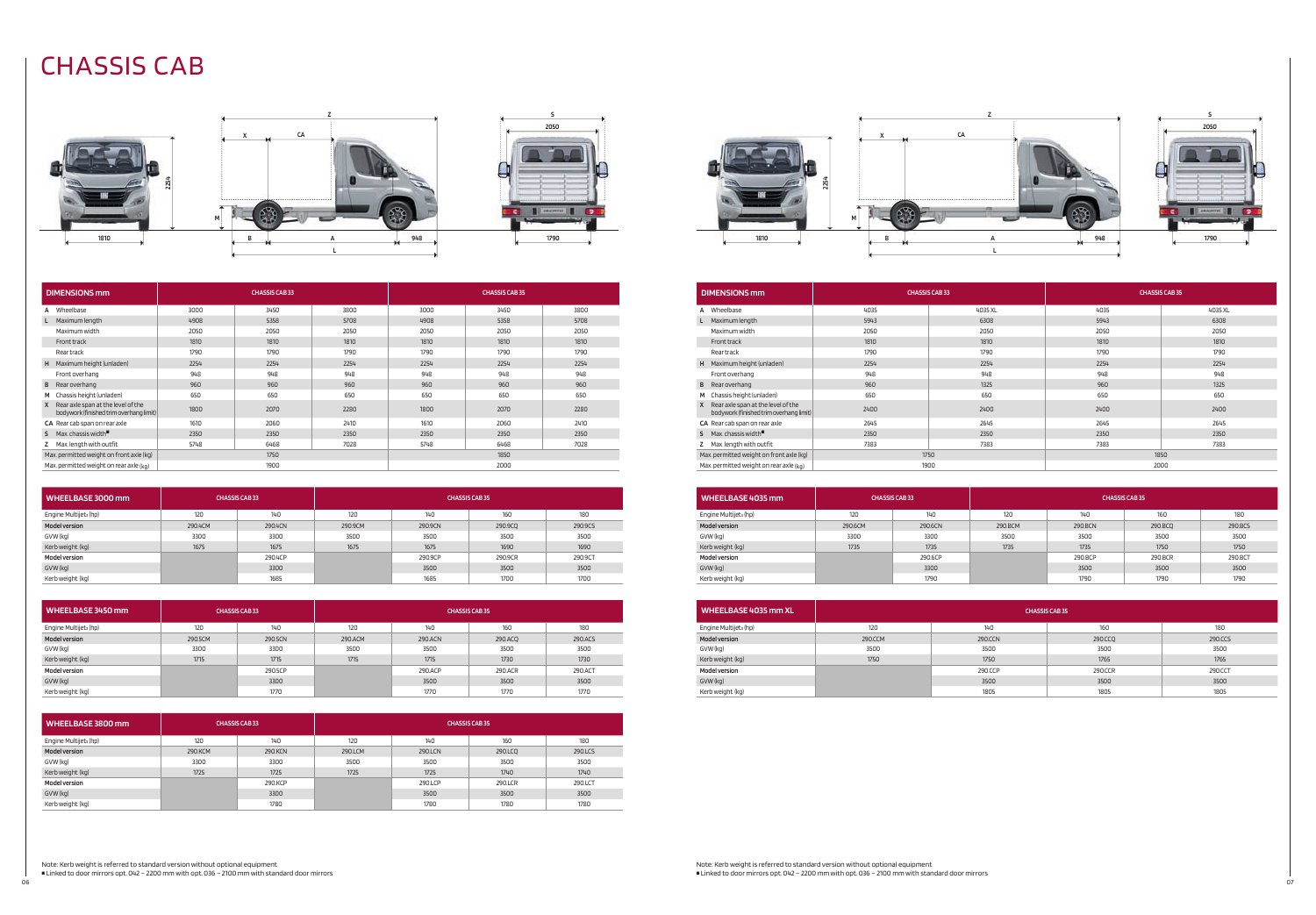# CHASSIS CAB

| DIMENSIONS mm | CHASSIS CAB 33 | | | CHASSIS CAB 35 | | |
|---|---|---|---|---|---|---|
| A Wheelbase | 3000 | 3450 | 3800 | 3000 | 3450 | 3800 |
| L Maximum length | 4908 | 5358 | 5708 | 4908 | 5358 | 5708 |
| Maximum width | 2050 | 2050 | 2050 | 2050 | 2050 | 2050 |
| Front track | 1810 | 1810 | 1810 | 1810 | 1810 | 1810 |
| Rear track | 1790 | 1790 | 1790 | 1790 | 1790 | 1790 |
| H Maximum height (unladen) | 2254 | 2254 | 2254 | 2254 | 2254 | 2254 |
| Front overhang | 948 | 948 | 948 | 948 | 948 | 948 |
| B Rear overhang | 960 | 960 | 960 | 960 | 960 | 960 |
| M Chassis height (unladen) | 650 | 650 | 650 | 650 | 650 | 650 |
| X Rear axle span at the level of the bodywork (finished trim overhang limit) | 1800 | 2070 | 2280 | 1800 | 2070 | 2280 |
| CA Rear cab span on rear axle | 1610 | 2060 | 2410 | 1610 | 2060 | 2410 |
| S Max. chassis width■ | 2350 | 2350 | 2350 | 2350 | 2350 | 2350 |
| Z Max. length with outfit | 5748 | 6468 | 7028 | 5748 | 6468 | 7028 |
| Max. permitted weight on front axle (kg) | 1750 | | | 1850 | | |
| Max. permitted weight on rear axle (kg) | 1900 | | | 2000 | | |

| WHEELBASE 3000 mm | CHASSIS CAB 33 | | CHASSIS CAB 35 | | | |
|---|---|---|---|---|---|---|
| Engine Multijet3 (hp) | 120 | 140 | 120 | 140 | 160 | 180 |
| **Model version** | 290.4CM | 290.4CN | 290.9CM | 290.9CN | 290.9CQ | 290.9CS |
| GVW (kg) | 3300 | 3300 | 3500 | 3500 | 3500 | 3500 |
| Kerb weight (kg) | 1675 | 1675 | 1675 | 1675 | 1690 | 1690 |
| **Model version** | | 290.4CP | | 290.9CP | 290.9CR | 290.9CT |
| GVW (kg) | | 3300 | | 3500 | 3500 | 3500 |
| Kerb weight (kg) | | 1685 | | 1685 | 1700 | 1700 |

| WHEELBASE 3450 mm | CHASSIS CAB 33 | | CHASSIS CAB 35 | | | |
|---|---|---|---|---|---|---|
| Engine Multijet3 (hp) | 120 | 140 | 120 | 140 | 160 | 180 |
| **Model version** | 290.5CM | 290.5CN | 290.ACM | 290.ACN | 290.ACQ | 290.ACS |
| GVW (kg) | 3300 | 3300 | 3500 | 3500 | 3500 | 3500 |
| Kerb weight (kg) | 1715 | 1715 | 1715 | 1715 | 1730 | 1730 |
| **Model version** | | 290.5CP | | 290.ACP | 290.ACR | 290.ACT |
| GVW (kg) | | 3300 | | 3500 | 3500 | 3500 |
| Kerb weight (kg) | | 1770 | | 1770 | 1770 | 1770 |

| WHEELBASE 3800 mm | CHASSIS CAB 33 | | CHASSIS CAB 35 | | | |
|---|---|---|---|---|---|---|
| Engine Multijet3 (hp) | 120 | 140 | 120 | 140 | 160 | 180 |
| **Model version** | 290.KCM | 290.KCN | 290.LCM | 290.LCN | 290.LCQ | 290.LCS |
| GVW (kg) | 3300 | 3300 | 3500 | 3500 | 3500 | 3500 |
| Kerb weight (kg) | 1725 | 1725 | 1725 | 1725 | 1740 | 1740 |
| **Model version** | | 290.KCP | | 290.LCP | 290.LCR | 290.LCT |
| GVW (kg) | | 3300 | | 3500 | 3500 | 3500 |
| Kerb weight (kg) | | 1780 | | 1780 | 1780 | 1780 |

Note: Kerb weight is referred to standard version without optional equipment
■ Linked to door mirrors opt. 042 – 2200 mm with opt. 036 – 2100 mm with standard door mirrors

| DIMENSIONS mm | CHASSIS CAB 33 | | CHASSIS CAB 35 | |
|---|---|---|---|---|
| A Wheelbase | 4035 | 4035 XL | 4035 | 4035 XL |
| L Maximum length | 5943 | 6308 | 5943 | 6308 |
| Maximum width | 2050 | 2050 | 2050 | 2050 |
| Front track | 1810 | 1810 | 1810 | 1810 |
| Rear track | 1790 | 1790 | 1790 | 1790 |
| H Maximum height (unladen) | 2254 | 2254 | 2254 | 2254 |
| Front overhang | 948 | 948 | 948 | 948 |
| B Rear overhang | 960 | 1325 | 960 | 1325 |
| M Chassis height (unladen) | 650 | 650 | 650 | 650 |
| X Rear axle span at the level of the bodywork (finished trim overhang limit) | 2400 | 2400 | 2400 | 2400 |
| CA Rear cab span on rear axle | 2645 | 2645 | 2645 | 2645 |
| S Max. chassis width■ | 2350 | 2350 | 2350 | 2350 |
| Z Max. length with outfit | 7383 | 7383 | 7383 | 7383 |
| Max. permitted weight on front axle (kg) | 1750 | | 1850 | |
| Max. permitted weight on rear axle (kg) | 1900 | | 2000 | |

| WHEELBASE 4035 mm | CHASSIS CAB 33 | | CHASSIS CAB 35 | | | |
|---|---|---|---|---|---|---|
| Engine Multijet3 (hp) | 120 | 140 | 120 | 140 | 160 | 180 |
| **Model version** | 290.6CM | 290.6CN | 290.BCM | 290.BCN | 290.BCQ | 290.BCS |
| GVW (kg) | 3300 | 3300 | 3500 | 3500 | 3500 | 3500 |
| Kerb weight (kg) | 1735 | 1735 | 1735 | 1735 | 1750 | 1750 |
| **Model version** | | 290.6CP | | 290.BCP | 290.BCR | 290.BCT |
| GVW (kg) | | 3300 | | 3500 | 3500 | 3500 |
| Kerb weight (kg) | | 1790 | | 1790 | 1790 | 1790 |

| WHEELBASE 4035 mm XL | CHASSIS CAB 35 | | | |
|---|---|---|---|---|
| Engine Multijet3 (hp) | 120 | 140 | 160 | 180 |
| **Model version** | 290.CCM | 290.CCN | 290.CCQ | 290.CCS |
| GVW (kg) | 3500 | 3500 | 3500 | 3500 |
| Kerb weight (kg) | 1750 | 1750 | 1765 | 1765 |
| **Model version** | | 290.CCP | 290.CCR | 290.CCT |
| GVW (kg) | | 3500 | 3500 | 3500 |
| Kerb weight (kg) | | 1805 | 1805 | 1805 |

Note: Kerb weight is referred to standard version without optional equipment
■ Linked to door mirrors opt. 042 – 2200 mm with opt. 036 – 2100 mm with standard door mirrors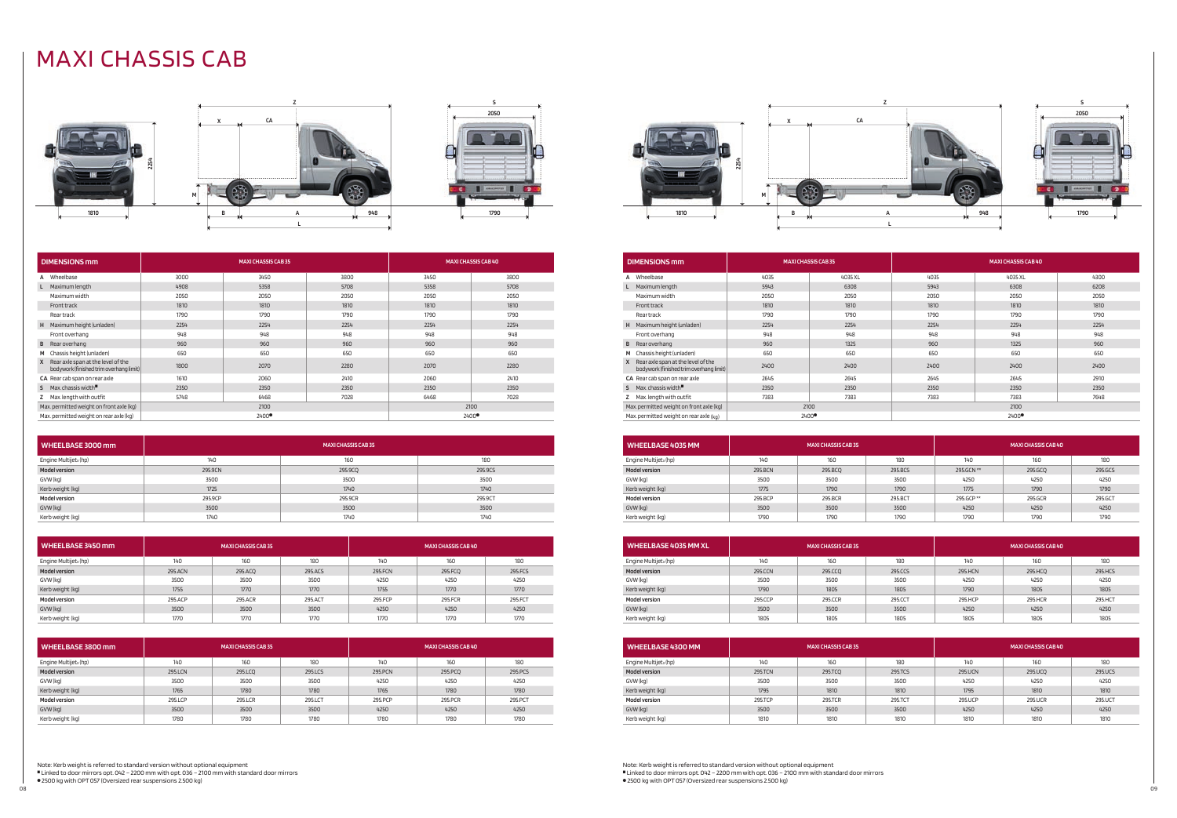# MAXI CHASSIS CAB

| DIMENSIONS mm | MAXI CHASSIS CAB 35 | | | MAXI CHASSIS CAB 40 | |
|---|---|---|---|---|---|
| A Wheelbase | 3000 | 3450 | 3800 | 3450 | 3800 |
| L Maximum length | 4908 | 5358 | 5708 | 5358 | 5708 |
| Maximum width | 2050 | 2050 | 2050 | 2050 | 2050 |
| Front track | 1810 | 1810 | 1810 | 1810 | 1810 |
| Rear track | 1790 | 1790 | 1790 | 1790 | 1790 |
| H Maximum height (unladen) | 2254 | 2254 | 2254 | 2254 | 2254 |
| Front overhang | 948 | 948 | 948 | 948 | 948 |
| B Rear overhang | 960 | 960 | 960 | 960 | 960 |
| M Chassis height (unladen) | 650 | 650 | 650 | 650 | 650 |
| X Rear axle span at the level of the bodywork (finished trim overhang limit) | 1800 | 2070 | 2280 | 2070 | 2280 |
| CA Rear cab span on rear axle | 1610 | 2060 | 2410 | 2060 | 2410 |
| S Max. chassis width■ | 2350 | 2350 | 2350 | 2350 | 2350 |
| Z Max. length with outfit | 5748 | 6468 | 7028 | 6468 | 7028 |
| Max. permitted weight on front axle (kg) | 2100 | | | 2100 | |
| Max. permitted weight on rear axle (kg) | 2400● | | | 2400● | |

| WHEELBASE 3000 mm | MAXI CHASSIS CAB 35 | | |
|---|---|---|---|
| Engine Multijet₃ (hp) | 140 | 160 | 180 |
| Model version | 295.9CN | 295.9CQ | 295.9CS |
| GVW (kg) | 3500 | 3500 | 3500 |
| Kerb weight (kg) | 1725 | 1740 | 1740 |
| Model version | 295.9CP | 295.9CR | 295.9CT |
| GVW (kg) | 3500 | 3500 | 3500 |
| Kerb weight (kg) | 1740 | 1740 | 1740 |

| WHEELBASE 3450 mm | MAXI CHASSIS CAB 35 | | | MAXI CHASSIS CAB 40 | | |
|---|---|---|---|---|---|---|
| Engine Multijet₃ (hp) | 140 | 160 | 180 | 140 | 160 | 180 |
| Model version | 295.ACN | 295.ACQ | 295.ACS | 295.FCN | 295.FCQ | 295.FCS |
| GVW (kg) | 3500 | 3500 | 3500 | 4250 | 4250 | 4250 |
| Kerb weight (kg) | 1755 | 1770 | 1770 | 1755 | 1770 | 1770 |
| Model version | 295.ACP | 295.ACR | 295.ACT | 295.FCP | 295.FCR | 295.FCT |
| GVW (kg) | 3500 | 3500 | 3500 | 4250 | 4250 | 4250 |
| Kerb weight (kg) | 1770 | 1770 | 1770 | 1770 | 1770 | 1770 |

| WHEELBASE 3800 mm | MAXI CHASSIS CAB 35 | | | MAXI CHASSIS CAB 40 | | |
|---|---|---|---|---|---|---|
| Engine Multijet₃ (hp) | 140 | 160 | 180 | 140 | 160 | 180 |
| Model version | 295.LCN | 295.LCQ | 295.LCS | 295.PCN | 295.PCQ | 295.PCS |
| GVW (kg) | 3500 | 3500 | 3500 | 4250 | 4250 | 4250 |
| Kerb weight (kg) | 1765 | 1780 | 1780 | 1765 | 1780 | 1780 |
| Model version | 295.LCP | 295.LCR | 295.LCT | 295.PCP | 295.PCR | 295.PCT |
| GVW (kg) | 3500 | 3500 | 3500 | 4250 | 4250 | 4250 |
| Kerb weight (kg) | 1780 | 1780 | 1780 | 1780 | 1780 | 1780 |

Note: Kerb weight is referred to standard version without optional equipment
■ Linked to door mirrors opt. 042 – 2200 mm with opt. 036 – 2100 mm with standard door mirrors
● 2500 kg with OPT 057 (Oversized rear suspensions 2.500 kg)

| DIMENSIONS mm | MAXI CHASSIS CAB 35 | | MAXI CHASSIS CAB 40 | | |
|---|---|---|---|---|---|
| A Wheelbase | 4035 | 4035 XL | 4035 | 4035 XL | 4300 |
| L Maximum length | 5943 | 6308 | 5943 | 6308 | 6208 |
| Maximum width | 2050 | 2050 | 2050 | 2050 | 2050 |
| Front track | 1810 | 1810 | 1810 | 1810 | 1810 |
| Rear track | 1790 | 1790 | 1790 | 1790 | 1790 |
| H Maximum height (unladen) | 2254 | 2254 | 2254 | 2254 | 2254 |
| Front overhang | 948 | 948 | 948 | 948 | 948 |
| B Rear overhang | 960 | 1325 | 960 | 1325 | 960 |
| M Chassis height (unladen) | 650 | 650 | 650 | 650 | 650 |
| X Rear axle span at the level of the bodywork (finished trim overhang limit) | 2400 | 2400 | 2400 | 2400 | 2400 |
| CA Rear cab span on rear axle | 2645 | 2645 | 2645 | 2645 | 2910 |
| S Max. chassis width■ | 2350 | 2350 | 2350 | 2350 | 2350 |
| Z Max. length with outfit | 7383 | 7383 | 7383 | 7383 | 7648 |
| Max. permitted weight on front axle (kg) | 2100 | | 2100 | | |
| Max. permitted weight on rear axle (kg) | 2400● | | 2400● | | |

| WHEELBASE 4035 MM | MAXI CHASSIS CAB 35 | | | MAXI CHASSIS CAB 40 | | |
|---|---|---|---|---|---|---|
| Engine Multijet₃ (hp) | 140 | 160 | 180 | 140 | 160 | 180 |
| Model version | 295.BCN | 295.BCQ | 295.BCS | 295.GCN ** | 295.GCQ | 295.GCS |
| GVW (kg) | 3500 | 3500 | 3500 | 4250 | 4250 | 4250 |
| Kerb weight (kg) | 1775 | 1790 | 1790 | 1775 | 1790 | 1790 |
| Model version | 295.BCP | 295.BCR | 295.BCT | 295.GCP ** | 295.GCR | 295.GCT |
| GVW (kg) | 3500 | 3500 | 3500 | 4250 | 4250 | 4250 |
| Kerb weight (kg) | 1790 | 1790 | 1790 | 1790 | 1790 | 1790 |

| WHEELBASE 4035 MM XL | MAXI CHASSIS CAB 35 | | | MAXI CHASSIS CAB 40 | | |
|---|---|---|---|---|---|---|
| Engine Multijet₃ (hp) | 140 | 160 | 180 | 140 | 160 | 180 |
| Model version | 295.CCN | 295.CCQ | 295.CCS | 295.HCN | 295.HCQ | 295.HCS |
| GVW (kg) | 3500 | 3500 | 3500 | 4250 | 4250 | 4250 |
| Kerb weight (kg) | 1790 | 1805 | 1805 | 1790 | 1805 | 1805 |
| Model version | 295.CCP | 295.CCR | 295.CCT | 295.HCP | 295.HCR | 295.HCT |
| GVW (kg) | 3500 | 3500 | 3500 | 4250 | 4250 | 4250 |
| Kerb weight (kg) | 1805 | 1805 | 1805 | 1805 | 1805 | 1805 |

| WHEELBASE 4300 MM | MAXI CHASSIS CAB 35 | | | MAXI CHASSIS CAB 40 | | |
|---|---|---|---|---|---|---|
| Engine Multijet₃ (hp) | 140 | 160 | 180 | 140 | 160 | 180 |
| Model version | 295.TCN | 295.TCQ | 295.TCS | 295.UCN | 295.UCQ | 295.UCS |
| GVW (kg) | 3500 | 3500 | 3500 | 4250 | 4250 | 4250 |
| Kerb weight (kg) | 1795 | 1810 | 1810 | 1795 | 1810 | 1810 |
| Model version | 295.TCP | 295.TCR | 295.TCT | 295.UCP | 295.UCR | 295.UCT |
| GVW (kg) | 3500 | 3500 | 3500 | 4250 | 4250 | 4250 |
| Kerb weight (kg) | 1810 | 1810 | 1810 | 1810 | 1810 | 1810 |

Note: Kerb weight is referred to standard version without optional equipment
■ Linked to door mirrors opt. 042 – 2200 mm with opt. 036 – 2100 mm with standard door mirrors
● 2500 kg with OPT 057 (Oversized rear suspensions 2.500 kg)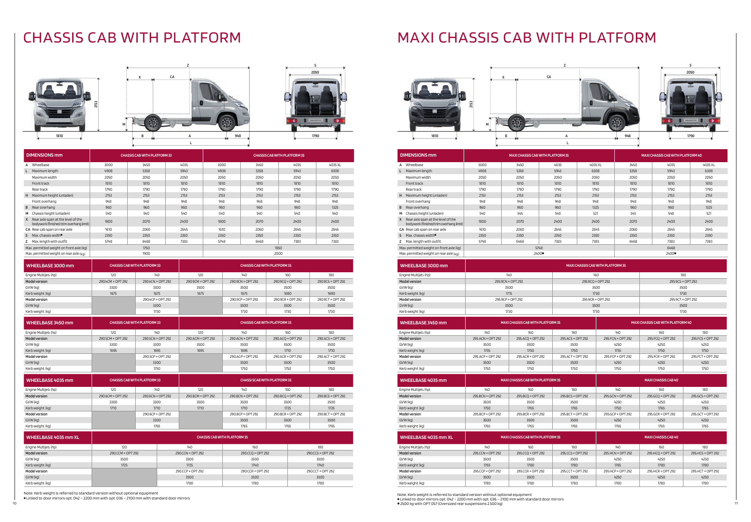# CHASSIS CAB WITH PLATFORM

| DIMENSIONS mm | CHASSIS CAB WITH PLATFORM 33 | | | CHASSIS CAB WITH PLATFORM 35 | | | |
|---|---|---|---|---|---|---|---|
| A Wheelbase | 3000 | 3450 | 4035 | 3000 | 3450 | 4035 | 4035 XL |
| L Maximum length | 4908 | 5358 | 5943 | 4908 | 5358 | 5943 | 6308 |
| Maximum width | 2050 | 2050 | 2050 | 2050 | 2050 | 2050 | 2050 |
| Front track | 1810 | 1810 | 1810 | 1810 | 1810 | 1810 | 1810 |
| Rear track | 1790 | 1790 | 1790 | 1790 | 1790 | 1790 | 1790 |
| H Maximum height (unladen) | 2153 | 2153 | 2153 | 2153 | 2153 | 2153 | 2153 |
| Front overhang | 948 | 948 | 948 | 948 | 948 | 948 | 948 |
| B Rear overhang | 960 | 960 | 960 | 960 | 960 | 960 | 1325 |
| M Chassis height (unladen) | 540 | 540 | 540 | 540 | 540 | 540 | 540 |
| X Rear axle span at the level of the bodywork (finished trim overhang limit) | 1800 | 2070 | 2400 | 1800 | 2070 | 2400 | 2400 |
| CA Rear cab span on rear axle | 1610 | 2060 | 2645 | 1610 | 2060 | 2645 | 2645 |
| S Max. chassis width■ | 2350 | 2350 | 2350 | 2350 | 2350 | 2350 | 2350 |
| Z Max. length with outfit | 5748 | 6468 | 7383 | 5748 | 6468 | 7383 | 7383 |
| Max. permitted weight on front axle (kg) | 1750 | | | 1850 | | | |
| Max. permitted weight on rear axle (kg) | 1900 | | | 2000 | | | |

| WHEELBASE 3000 mm | CHASSIS CAB WITH PLATFORM 33 | | CHASSIS CAB WITH PLATFORM 35 | | | |
|---|---|---|---|---|---|---|
| Engine Multijet₃ (hp) | 120 | 140 | 120 | 140 | 160 | 180 |
| Model version | 290.4CM + OPT 292 | 290.4CN + OPT 292 | 290.9CM + OPT 292 | 290.9CN + OPT 292 | 290.9CQ + OPT 292 | 290.9CS + OPT 292 |
| GVW (kg) | 3300 | 3300 | 3500 | 3500 | 3500 | 3500 |
| Kerb weight (kg) | 1675 | 1675 | 1675 | 1675 | 1690 | 1690 |
| Model version | | 290.4CP + OPT 292 | | 290.9CP + OPT 292 | 290.9CR + OPT 292 | 290.9CT + OPT 292 |
| GVW (kg) | | 3300 | | 3500 | 3500 | 3500 |
| Kerb weight (kg) | | 1730 | | 1730 | 1730 | 1730 |

| WHEELBASE 3450 mm | CHASSIS CAB WITH PLATFORM 33 | | CHASSIS CAB WITH PLATFORM 35 | | | |
|---|---|---|---|---|---|---|
| Engine Multijet₃ (hp) | 120 | 140 | 120 | 140 | 160 | 180 |
| Model version | 290.5CM + OPT 292 | 290.5CN + OPT 292 | 290.ACM + OPT 292 | 290.ACN + OPT 292 | 290.ACQ + OPT 292 | 290.ACS + OPT 292 |
| GVW (kg) | 3300 | 3300 | 3500 | 3500 | 3500 | 3500 |
| Kerb weight (kg) | 1695 | 1695 | 1695 | 1695 | 1710 | 1710 |
| Model version | | 290.5CP + OPT 292 | | 290.ACP + OPT 292 | 290.ACR + OPT 292 | 290.ACT + OPT 292 |
| GVW (kg) | | 3300 | | 3500 | 3500 | 3500 |
| Kerb weight (kg) | | 1750 | | 1750 | 1750 | 1750 |

| WHEELBASE 4035 mm | CHASSIS CAB WITH PLATFORM 33 | | CHASSIS CAB WITH PLATFORM 35 | | | |
|---|---|---|---|---|---|---|
| Engine Multijet₃ (hp) | 120 | 140 | 120 | 140 | 160 | 180 |
| Model version | 290.6CM + OPT 292 | 290.6CN + OPT 292 | 290.BCM + OPT 292 | 290.BCN + OPT 292 | 290.BCQ + OPT 292 | 290.BCS + OPT 292 |
| GVW (kg) | 3300 | 3300 | 3500 | 3500 | 3500 | 3500 |
| Kerb weight (kg) | 1710 | 1710 | 1710 | 1710 | 1725 | 1725 |
| Model version | | 290.6CP + OPT 292 | | 290.BCP + OPT 292 | 290.BCR + OPT 292 | 290.BCT + OPT 292 |
| GVW (kg) | | 3300 | | 3500 | 3500 | 3500 |
| Kerb weight (kg) | | 1765 | | 1765 | 1765 | 1765 |

| WHEELBASE 4035 mm XL | CHASSIS CAB WITH PLATFORM 35 | | | |
|---|---|---|---|---|
| Engine Multijet₃ (hp) | 120 | 140 | 160 | 180 |
| Model version | 290.CCM + OPT 292 | 290.CCN + OPT 292 | 290.CCQ + OPT 292 | 290.CCS + OPT 292 |
| GVW (kg) | 3500 | 3500 | 3500 | 3500 |
| Kerb weight (kg) | 1725 | 1725 | 1740 | 1740 |
| Model version | | 290.CCP + OPT 292 | 290.CCR + OPT 292 | 290.CCT + OPT 292 |
| GVW (kg) | | 3500 | 3500 | 3500 |
| Kerb weight (kg) | | 1780 | 1780 | 1780 |

Note: Kerb weight is referred to standard version without optional equipment
■ Linked to door mirrors opt. 042 – 2200 mm with opt. 036 – 2100 mm with standard door mirrors

# MAXI CHASSIS CAB WITH PLATFORM

| DIMENSIONS mm | MAXI CHASSIS CAB WITH PLATFORM 35 | | | | MAXI CHASSIS CAB WITH PLATFORM 40 | | |
|---|---|---|---|---|---|---|---|
| A Wheelbase | 3000 | 3450 | 4035 | 4035 XL | 3450 | 4035 | 4035 XL |
| L Maximum length | 4908 | 5358 | 5943 | 6308 | 5358 | 5943 | 6308 |
| Maximum width | 2050 | 2050 | 2050 | 2050 | 2050 | 2050 | 2050 |
| Front track | 1810 | 1810 | 1810 | 1810 | 1810 | 1810 | 1810 |
| Rear track | 1790 | 1790 | 1790 | 1790 | 1790 | 1790 | 1790 |
| H Maximum height (unladen) | 2153 | 2153 | 2153 | 2153 | 2153 | 2153 | 2153 |
| Front overhang | 948 | 948 | 948 | 948 | 948 | 948 | 948 |
| B Rear overhang | 960 | 960 | 960 | 1325 | 960 | 960 | 1325 |
| M Chassis height (unladen) | 540 | 545 | 548 | 521 | 545 | 548 | 521 |
| X Rear axle span at the level of the bodywork (finished trim overhang limit) | 1800 | 2070 | 2400 | 2400 | 2070 | 2400 | 2400 |
| CA Rear cab span on rear axle | 1610 | 2060 | 2645 | 2645 | 2060 | 2645 | 2645 |
| S Max. chassis width■ | 2350 | 2350 | 2350 | 2350 | 2350 | 2350 | 2350 |
| Z Max. length with outfit | 5748 | 6468 | 7383 | 7383 | 6468 | 7383 | 7383 |
| Max. permitted weight on front axle (kg) | 5748 | | | | 6468 | | |
| Max. permitted weight on rear axle (kg) | 2400● | | | | 2400● | | |

| WHEELBASE 3000 mm | MAXI CHASSIS CAB WITH PLATFORM 35 | | |
|---|---|---|---|
| Engine Multijet₃ (hp) | 140 | 160 | 180 |
| Model version | 295.9CN + OPT 292 | 295.9CQ + OPT 292 | 295.9CS + OPT 292 |
| GVW (kg) | 3500 | 3500 | 3500 |
| Kerb weight (kg) | 1715 | 1730 | 1730 |
| Model version | 295.9CP + OPT 292 | 295.9CR + OPT 292 | 295.9CT + OPT 292 |
| GVW (kg) | 3500 | 3500 | 3500 |
| Kerb weight (kg) | 1730 | 1730 | 1730 |

| WHEELBASE 3450 mm | MAXI CHASSIS CAB WITH PLATFORM 35 | | | MAXI CHASSIS CAB WITH PLATFORM 40 | | |
|---|---|---|---|---|---|---|
| Engine Multijet₃ (hp) | 140 | 160 | 180 | 140 | 160 | 180 |
| Model version | 295.ACN + OPT 292 | 295.ACQ + OPT 292 | 295.ACS + OPT 292 | 295.FCN + OPT 292 | 295.FCQ + OPT 292 | 295.FCS + OPT 292 |
| GVW (kg) | 3500 | 3500 | 3500 | 4250 | 4250 | 4250 |
| Kerb weight (kg) | 1735 | 1750 | 1750 | 1735 | 1750 | 1750 |
| Model version | 295.ACP + OPT 292 | 295.ACR + OPT 292 | 295.ACT + OPT 292 | 295.FCP + OPT 292 | 295.FCR + OPT 292 | 295.FCT + OPT 292 |
| GVW (kg) | 3500 | 3500 | 3500 | 4250 | 4250 | 4250 |
| Kerb weight (kg) | 1750 | 1750 | 1750 | 1750 | 1750 | 1750 |

| WHEELBASE 4035 mm | MAXI CHASSIS CAB WITH PLATFORM 35 | | | MAXI CHASSIS CAB 40 | | |
|---|---|---|---|---|---|---|
| Engine Multijet₃ (hp) | 140 | 160 | 180 | 140 | 160 | 180 |
| Model version | 295.BCN + OPT 292 | 295.BCQ + OPT 292 | 295.BCS + OPT 292 | 295.GCN + OPT 292 | 295.GCQ + OPT 292 | 295.GCS + OPT 292 |
| GVW (kg) | 3500 | 3500 | 3500 | 4250 | 4250 | 4250 |
| Kerb weight (kg) | 1750 | 1765 | 1765 | 1750 | 1765 | 1765 |
| Model version | 295.BCP + OPT 292 | 295.BCR + OPT 292 | 295.BCT + OPT 292 | 295.GCP + OPT 292 | 295.GCR + OPT 292 | 295.GCT + OPT 292 |
| GVW (kg) | 3500 | 3500 | 3500 | 4250 | 4250 | 4250 |
| Kerb weight (kg) | 1765 | 1765 | 1765 | 1765 | 1765 | 1765 |

| WHEELBASE 4035 mm XL | MAXI CHASSIS CAB WITH PLATFORM 35 | | | MAXI CHASSIS CAB 40 | | |
|---|---|---|---|---|---|---|
| Engine Multijet₃ (hp) | 140 | 160 | 180 | 140 | 160 | 180 |
| Model version | 295.CCN + OPT 292 | 295.CCQ + OPT 292 | 295.CCS + OPT 292 | 295.HCN + OPT 292 | 295.HCQ + OPT 292 | 295.HCS + OPT 292 |
| GVW (kg) | 3500 | 3500 | 3500 | 4250 | 4250 | 4250 |
| Kerb weight (kg) | 1765 | 1780 | 1780 | 1765 | 1780 | 1780 |
| Model version | 295.CCP + OPT 292 | 295.CCR + OPT 292 | 295.CCT + OPT 292 | 295.HCP + OPT 292 | 295.HCR + OPT 292 | 295.HCT + OPT 292 |
| GVW (kg) | 3500 | 3500 | 3500 | 4250 | 4250 | 4250 |
| Kerb weight (kg) | 1780 | 1780 | 1780 | 1780 | 1780 | 1780 |

Note: Kerb weight is referred to standard version without optional equipment
■ Linked to door mirrors opt. 042 – 2200 mm with opt. 036 – 2100 mm with standard door mirrors
● 2500 kg with OPT 057 (Oversized rear suspensions 2.500 kg)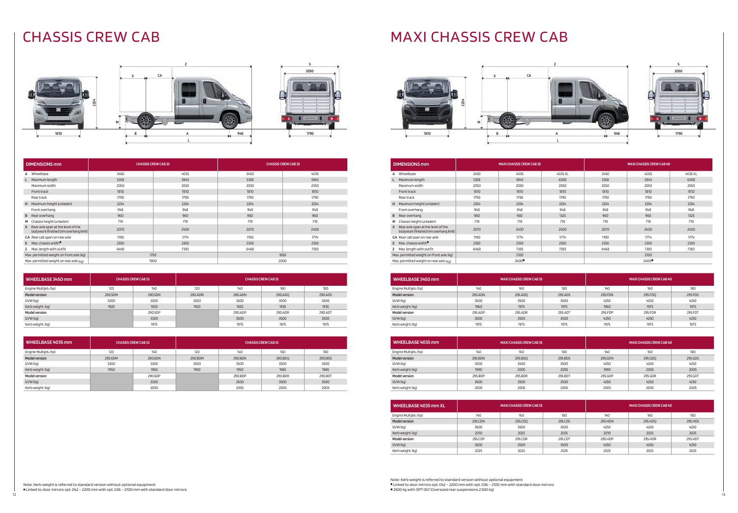# CHASSIS CREW CAB

| DIMENSIONS mm | CHASSIS CREW CAB 33 | | CHASSIS CREW CAB 35 | |
|---|---|---|---|---|
| A Wheelbase | 3450 | 4035 | 3450 | 4035 |
| L Maximum length | 5358 | 5943 | 5358 | 5943 |
| Maximum width | 2050 | 2050 | 2050 | 2050 |
| Front track | 1810 | 1810 | 1810 | 1810 |
| Rear track | 1790 | 1790 | 1790 | 1790 |
| H Maximum height (unladen) | 2254 | 2254 | 2254 | 2254 |
| Front overhang | 948 | 948 | 948 | 948 |
| B Rear overhang | 960 | 960 | 960 | 960 |
| M Chassis height (unladen) | 719 | 719 | 719 | 719 |
| X Rear axle span at the level of the bodywork (finished trim overhang limit) | 2070 | 2400 | 2070 | 2400 |
| CA Rear cab span on rear axle | 1190 | 1774 | 1190 | 1774 |
| S Max. chassis width■ | 2350 | 2350 | 2350 | 2350 |
| Z Max. length with outfit | 6468 | 7383 | 6468 | 7383 |
| Max. permitted weight on front axle (kg) | 1750 | | 1850 | |
| Max. permitted weight on rear axle (kg) | 1900 | | 2000 | |

| WHEELBASE 3450 mm | CHASSIS CREW CAB 33 | | CHASSIS CREW CAB 35 | | | |
|---|---|---|---|---|---|---|
| Engine Multijet₃ (hp) | 120 | 140 | 120 | 140 | 160 | 180 |
| Model version | 290.5DM | 290.5DN | 290.ADM | 290.ADN | 290.ADQ | 290.ADS |
| GVW (kg) | 3300 | 3300 | 3500 | 3500 | 3500 | 3500 |
| Kerb weight (kg) | 1920 | 1920 | 1920 | 1920 | 1935 | 1935 |
| Model version | | 290.5DP | | 290.ADP | 290.ADR | 290.ADT |
| GVW (kg) | | 3300 | | 3500 | 3500 | 3500 |
| Kerb weight (kg) | | 1975 | | 1975 | 1975 | 1975 |

| WHEELBASE 4035 mm | CHASSIS CREW CAB 33 | | CHASSIS CREW CAB 35 | | | |
|---|---|---|---|---|---|---|
| Engine Multijet₃ (hp) | 120 | 140 | 120 | 140 | 160 | 180 |
| Model version | 290.6DM | 290.6DN | 290.BDM | 290.BDN | 290.BDQ | 290.BDS |
| GVW (kg) | 3300 | 3300 | 3500 | 3500 | 3500 | 3500 |
| Kerb weight (kg) | 1950 | 1950 | 1950 | 1950 | 1965 | 1965 |
| Model version | | 290.6DP | | 290.BDP | 290.BDR | 290.BDT |
| GVW (kg) | | 3300 | | 3500 | 3500 | 3500 |
| Kerb weight (kg) | | 2005 | | 2005 | 2005 | 2005 |

Note: Kerb weight is referred to standard version without optional equipment
■ Linked to door mirrors opt. 042 – 2200 mm with opt. 036 – 2100 mm with standard door mirrors

# MAXI CHASSIS CREW CAB

| DIMENSIONS mm | MAXI CHASSIS CREW CAB 35 | | | MAXI CHASSIS CREW CAB 40 | | |
|---|---|---|---|---|---|---|
| A Wheelbase | 3450 | 4035 | 4035 XL | 3450 | 4035 | 4035 XL |
| L Maximum length | 5358 | 5943 | 6308 | 5358 | 5943 | 6308 |
| Maximum width | 2050 | 2050 | 2050 | 2050 | 2050 | 2050 |
| Front track | 1810 | 1810 | 1810 | 1810 | 1810 | 1810 |
| Rear track | 1790 | 1790 | 1790 | 1790 | 1790 | 1790 |
| H Maximum height (unladen) | 2254 | 2254 | 2254 | 2254 | 2254 | 2254 |
| Front overhang | 948 | 948 | 948 | 948 | 948 | 948 |
| B Rear overhang | 960 | 960 | 1325 | 960 | 960 | 1325 |
| M Chassis height (unladen) | 719 | 719 | 719 | 719 | 719 | 719 |
| X Rear axle span at the level of the bodywork (finished trim overhang limit) | 2070 | 2400 | 2400 | 2070 | 2400 | 2400 |
| CA Rear cab span on rear axle | 1190 | 1774 | 1774 | 1190 | 1774 | 1774 |
| S Max. chassis width■ | 2350 | 2350 | 2350 | 2350 | 2350 | 2350 |
| Z Max. length with outfit | 6468 | 7383 | 7383 | 6468 | 7383 | 7383 |
| Max. permitted weight on front axle (kg) | 2100 | | | 2100 | | |
| Max. permitted weight on rear axle (kg) | 2400● | | | 2400● | | |

| WHEELBASE 3450 mm | MAXI CHASSIS CREW CAB 35 | | | MAXI CHASSIS CREW CAB 40 | | |
|---|---|---|---|---|---|---|
| Engine Multijet₃ (hp) | 140 | 160 | 180 | 140 | 160 | 180 |
| Model version | 295.ADN | 295.ADQ | 295.ADS | 295.FDN | 295.FDQ | 295.FDS |
| GVW (kg) | 3500 | 3500 | 3500 | 4250 | 4250 | 4250 |
| Kerb weight (kg) | 1960 | 1975 | 1975 | 1960 | 1975 | 1975 |
| Model version | 295.ADP | 295.ADR | 295.ADT | 295.FDP | 295.FDR | 295.FDT |
| GVW (kg) | 3500 | 3500 | 3500 | 4250 | 4250 | 4250 |
| Kerb weight (kg) | 1975 | 1975 | 1975 | 1975 | 1975 | 1975 |

| WHEELBASE 4035 mm | MAXI CHASSIS CREW CAB 35 | | | MAXI CHASSIS CREW CAB 40 | | |
|---|---|---|---|---|---|---|
| Engine Multijet₃ (hp) | 140 | 160 | 180 | 140 | 160 | 180 |
| Model version | 295.BDN | 295.BDQ | 295.BDS | 295.GDN | 295.GDQ | 295.GDS |
| GVW (kg) | 3500 | 3500 | 3500 | 4250 | 4250 | 4250 |
| Kerb weight (kg) | 1990 | 2005 | 2005 | 1990 | 2005 | 2005 |
| Model version | 295.BDP | 295.BDR | 295.BDT | 295.GDP | 295.GDR | 295.GDT |
| GVW (kg) | 3500 | 3500 | 3500 | 4250 | 4250 | 4250 |
| Kerb weight (kg) | 2005 | 2005 | 2005 | 2005 | 2005 | 2005 |

| WHEELBASE 4035 mm XL | MAXI CHASSIS CREW CAB 35 | | | MAXI CHASSIS CREW CAB 40 | | |
|---|---|---|---|---|---|---|
| Engine Multijet₃ (hp) | 140 | 160 | 180 | 140 | 160 | 180 |
| Model version | 295.CDN | 295.CDQ | 295.CDS | 295.HDN | 295.HDQ | 295.HDS |
| GVW (kg) | 3500 | 3500 | 3500 | 4250 | 4250 | 4250 |
| Kerb weight (kg) | 2010 | 2025 | 2025 | 2010 | 2025 | 2025 |
| Model version | 295.CDP | 295.CDR | 295.CDT | 295.HDP | 295.HDR | 295.HDT |
| GVW (kg) | 3500 | 3500 | 3500 | 4250 | 4250 | 4250 |
| Kerb weight (kg) | 2025 | 2025 | 2025 | 2025 | 2025 | 2025 |

Note: Kerb weight is referred to standard version without optional equipment
■ Linked to door mirrors opt. 042 – 2200 mm with opt. 036 – 2100 mm with standard door mirrors
● 2500 kg with OPT 057 (Oversized rear suspensions 2.500 kg)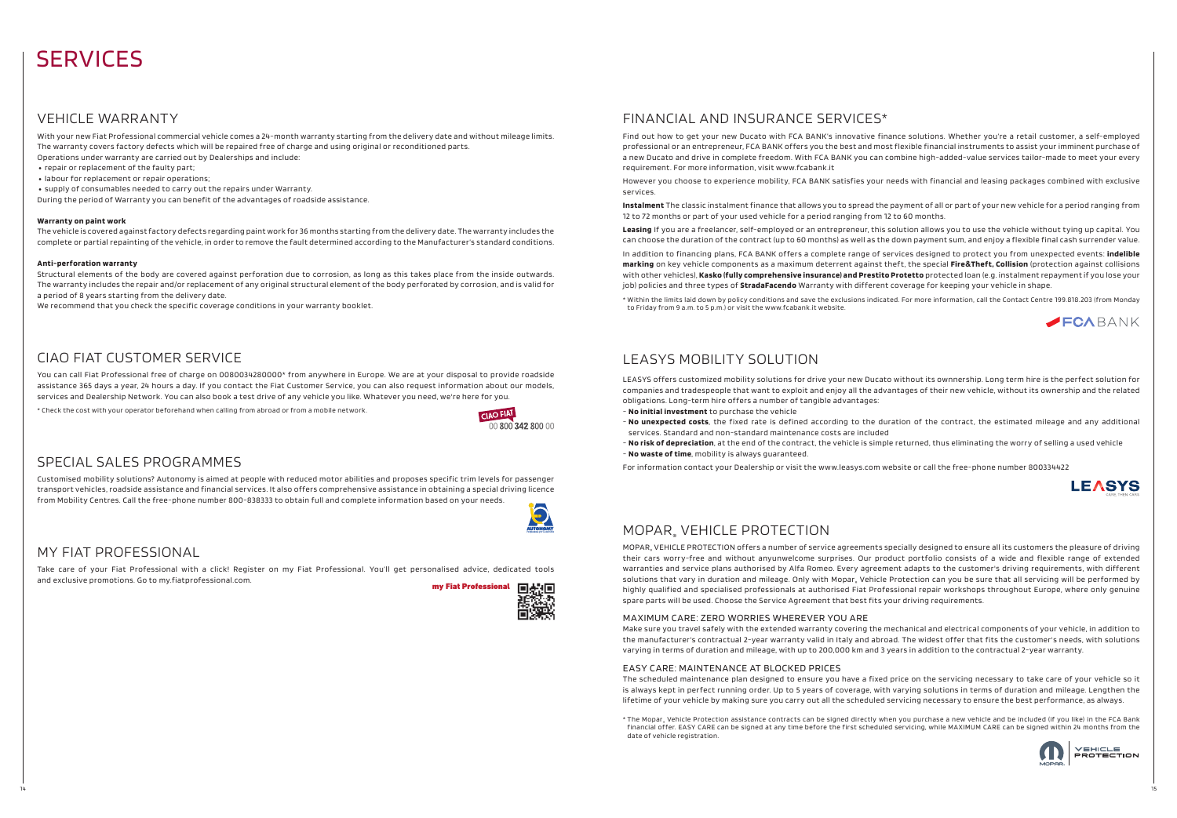# SERVICES

## VEHICLE WARRANTY

With your new Fiat Professional commercial vehicle comes a 24-month warranty starting from the delivery date and without mileage limits. The warranty covers factory defects which will be repaired free of charge and using original or reconditioned parts.
Operations under warranty are carried out by Dealerships and include:

- repair or replacement of the faulty part;
- labour for replacement or repair operations;
- supply of consumables needed to carry out the repairs under Warranty.

During the period of Warranty you can benefit of the advantages of roadside assistance.

**Warranty on paint work**

The vehicle is covered against factory defects regarding paint work for 36 months starting from the delivery date. The warranty includes the complete or partial repainting of the vehicle, in order to remove the fault determined according to the Manufacturer's standard conditions.

**Anti-perforation warranty**

Structural elements of the body are covered against perforation due to corrosion, as long as this takes place from the inside outwards. The warranty includes the repair and/or replacement of any original structural element of the body perforated by corrosion, and is valid for a period of 8 years starting from the delivery date.
We recommend that you check the specific coverage conditions in your warranty booklet.

## CIAO FIAT CUSTOMER SERVICE

You can call Fiat Professional free of charge on 0080034280000* from anywhere in Europe. We are at your disposal to provide roadside assistance 365 days a year, 24 hours a day. If you contact the Fiat Customer Service, you can also request information about our models, services and Dealership Network. You can also book a test drive of any vehicle you like. Whatever you need, we're here for you.

\* Check the cost with your operator beforehand when calling from abroad or from a mobile network.

CIAO FIAT
00 800 342 800 00

## SPECIAL SALES PROGRAMMES

Customised mobility solutions? Autonomy is aimed at people with reduced motor abilities and proposes specific trim levels for passenger transport vehicles, roadside assistance and financial services. It also offers comprehensive assistance in obtaining a special driving licence from Mobility Centres. Call the free-phone number 800-838333 to obtain full and complete information based on your needs.

## MY FIAT PROFESSIONAL

Take care of your Fiat Professional with a click! Register on my Fiat Professional. You'll get personalised advice, dedicated tools and exclusive promotions. Go to my.fiatprofessional.com.

my Fiat Professional

## FINANCIAL AND INSURANCE SERVICES*

Find out how to get your new Ducato with FCA BANK's innovative finance solutions. Whether you're a retail customer, a self-employed professional or an entrepreneur, FCA BANK offers you the best and most flexible financial instruments to assist your imminent purchase of a new Ducato and drive in complete freedom. With FCA BANK you can combine high-added-value services tailor-made to meet your every requirement. For more information, visit www.fcabank.it

However you choose to experience mobility, FCA BANK satisfies your needs with financial and leasing packages combined with exclusive services.

**Instalment** The classic instalment finance that allows you to spread the payment of all or part of your new vehicle for a period ranging from 12 to 72 months or part of your used vehicle for a period ranging from 12 to 60 months.

**Leasing** If you are a freelancer, self-employed or an entrepreneur, this solution allows you to use the vehicle without tying up capital. You can choose the duration of the contract (up to 60 months) as well as the down payment sum, and enjoy a flexible final cash surrender value.

In addition to financing plans, FCA BANK offers a complete range of services designed to protect you from unexpected events: **indelible marking** on key vehicle components as a maximum deterrent against theft, the special **Fire&Theft, Collision** (protection against collisions with other vehicles), **Kasko (fully comprehensive insurance) and Prestito Protetto** protected loan (e.g. instalment repayment if you lose your job) policies and three types of **StradaFacendo** Warranty with different coverage for keeping your vehicle in shape.

\* Within the limits laid down by policy conditions and save the exclusions indicated. For more information, call the Contact Centre 199.818.203 (from Monday to Friday from 9 a.m. to 5 p.m.) or visit the www.fcabank.it website.

FCA BANK

## LEASYS MOBILITY SOLUTION

LEASYS offers customized mobility solutions for drive your new Ducato without its ownnership. Long term hire is the perfect solution for companies and tradespeople that want to exploit and enjoy all the advantages of their new vehicle, without its ownership and the related obligations. Long-term hire offers a number of tangible advantages:

- **No initial investment** to purchase the vehicle
- **No unexpected costs**, the fixed rate is defined according to the duration of the contract, the estimated mileage and any additional services. Standard and non-standard maintenance costs are included
- **No risk of depreciation**, at the end of the contract, the vehicle is simple returned, thus eliminating the worry of selling a used vehicle
- **No waste of time**, mobility is always guaranteed.

For information contact your Dealership or visit the www.leasys.com website or call the free-phone number 800334422

LEASYS

## MOPAR® VEHICLE PROTECTION

MOPAR® VEHICLE PROTECTION offers a number of service agreements specially designed to ensure all its customers the pleasure of driving their cars worry-free and without anyunwelcome surprises. Our product portfolio consists of a wide and flexible range of extended warranties and service plans authorised by Alfa Romeo. Every agreement adapts to the customer's driving requirements, with different solutions that vary in duration and mileage. Only with Mopar® Vehicle Protection can you be sure that all servicing will be performed by highly qualified and specialised professionals at authorised Fiat Professional repair workshops throughout Europe, where only genuine spare parts will be used. Choose the Service Agreement that best fits your driving requirements.

### MAXIMUM CARE: ZERO WORRIES WHEREVER YOU ARE

Make sure you travel safely with the extended warranty covering the mechanical and electrical components of your vehicle, in addition to the manufacturer's contractual 2-year warranty valid in Italy and abroad. The widest offer that fits the customer's needs, with solutions varying in terms of duration and mileage, with up to 200,000 km and 3 years in addition to the contractual 2-year warranty.

### EASY CARE: MAINTENANCE AT BLOCKED PRICES

The scheduled maintenance plan designed to ensure you have a fixed price on the servicing necessary to take care of your vehicle so it is always kept in perfect running order. Up to 5 years of coverage, with varying solutions in terms of duration and mileage. Lengthen the lifetime of your vehicle by making sure you carry out all the scheduled servicing necessary to ensure the best performance, as always.

\* The Mopar® Vehicle Protection assistance contracts can be signed directly when you purchase a new vehicle and be included (if you like) in the FCA Bank financial offer. EASY CARE can be signed at any time before the first scheduled servicing, while MAXIMUM CARE can be signed within 24 months from the date of vehicle registration.

VEHICLE PROTECTION